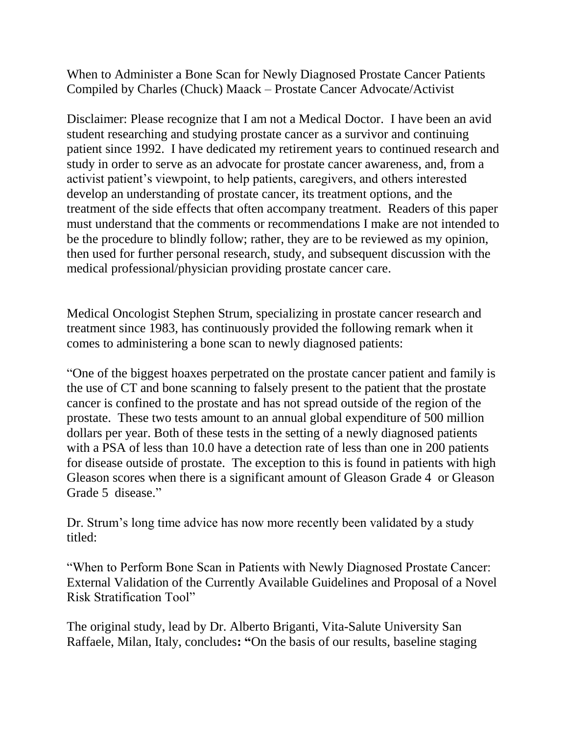When to Administer a Bone Scan for Newly Diagnosed Prostate Cancer Patients
Compiled by Charles (Chuck) Maack – Prostate Cancer Advocate/Activist

Disclaimer: Please recognize that I am not a Medical Doctor. I have been an avid student researching and studying prostate cancer as a survivor and continuing patient since 1992. I have dedicated my retirement years to continued research and study in order to serve as an advocate for prostate cancer awareness, and, from a activist patient's viewpoint, to help patients, caregivers, and others interested develop an understanding of prostate cancer, its treatment options, and the treatment of the side effects that often accompany treatment. Readers of this paper must understand that the comments or recommendations I make are not intended to be the procedure to blindly follow; rather, they are to be reviewed as my opinion, then used for further personal research, study, and subsequent discussion with the medical professional/physician providing prostate cancer care.

Medical Oncologist Stephen Strum, specializing in prostate cancer research and treatment since 1983, has continuously provided the following remark when it comes to administering a bone scan to newly diagnosed patients:

"One of the biggest hoaxes perpetrated on the prostate cancer patient and family is the use of CT and bone scanning to falsely present to the patient that the prostate cancer is confined to the prostate and has not spread outside of the region of the prostate. These two tests amount to an annual global expenditure of 500 million dollars per year. Both of these tests in the setting of a newly diagnosed patients with a PSA of less than 10.0 have a detection rate of less than one in 200 patients for disease outside of prostate. The exception to this is found in patients with high Gleason scores when there is a significant amount of Gleason Grade 4 or Gleason Grade 5 disease."

Dr. Strum's long time advice has now more recently been validated by a study titled:

"When to Perform Bone Scan in Patients with Newly Diagnosed Prostate Cancer: External Validation of the Currently Available Guidelines and Proposal of a Novel Risk Stratification Tool"

The original study, lead by Dr. Alberto Briganti, Vita-Salute University San Raffaele, Milan, Italy, concludes**: "**On the basis of our results, baseline staging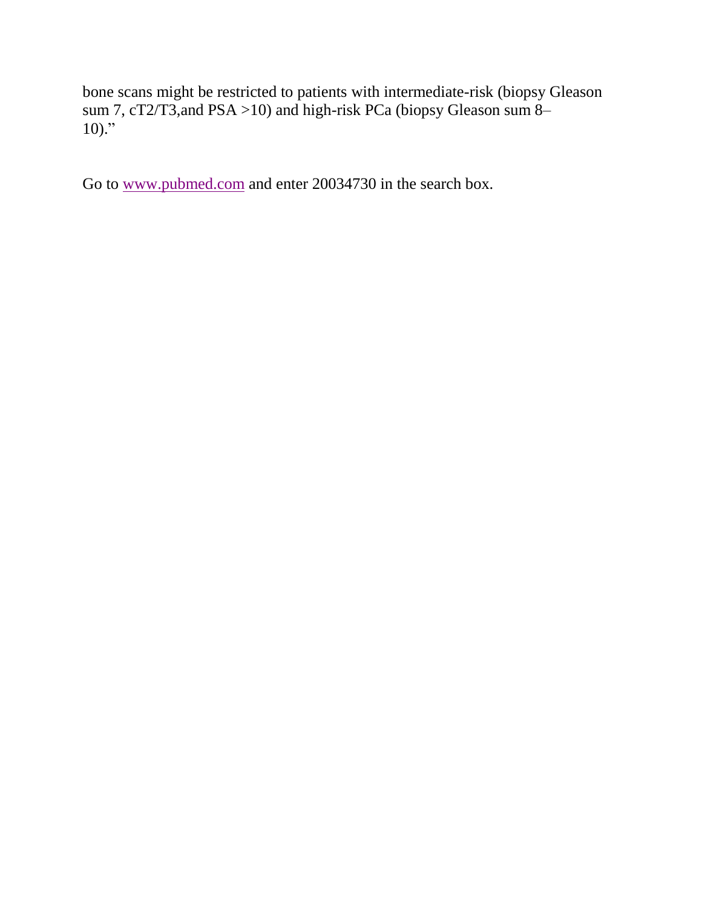bone scans might be restricted to patients with intermediate-risk (biopsy Gleason sum 7, cT2/T3,and PSA >10) and high-risk PCa (biopsy Gleason sum 8–10)."

Go to [www.pubmed.com](http://www.pubmed.com) and enter 20034730 in the search box.